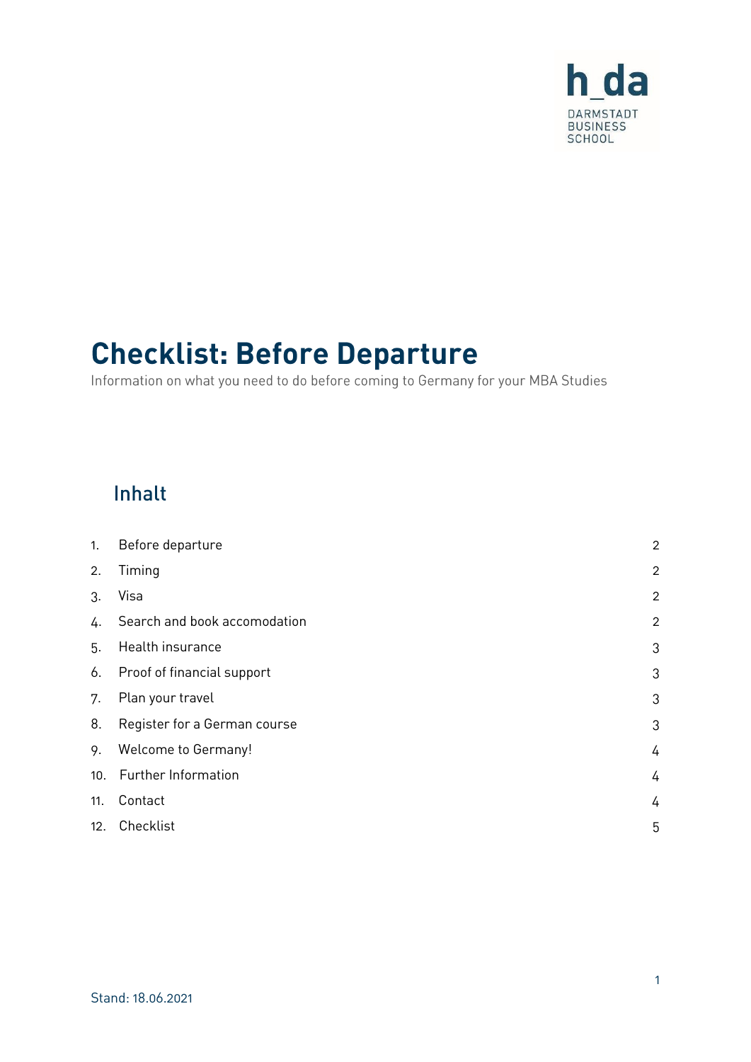h_da
DARMSTADT
BUSINESS
SCHOOL

# Checklist: Before Departure

Information on what you need to do before coming to Germany for your MBA Studies

## Inhalt

| | | |
|---|---|---|
| 1. | Before departure | 2 |
| 2. | Timing | 2 |
| 3. | Visa | 2 |
| 4. | Search and book accomodation | 2 |
| 5. | Health insurance | 3 |
| 6. | Proof of financial support | 3 |
| 7. | Plan your travel | 3 |
| 8. | Register for a German course | 3 |
| 9. | Welcome to Germany! | 4 |
| 10. | Further Information | 4 |
| 11. | Contact | 4 |
| 12. | Checklist | 5 |

Stand: 18.06.2021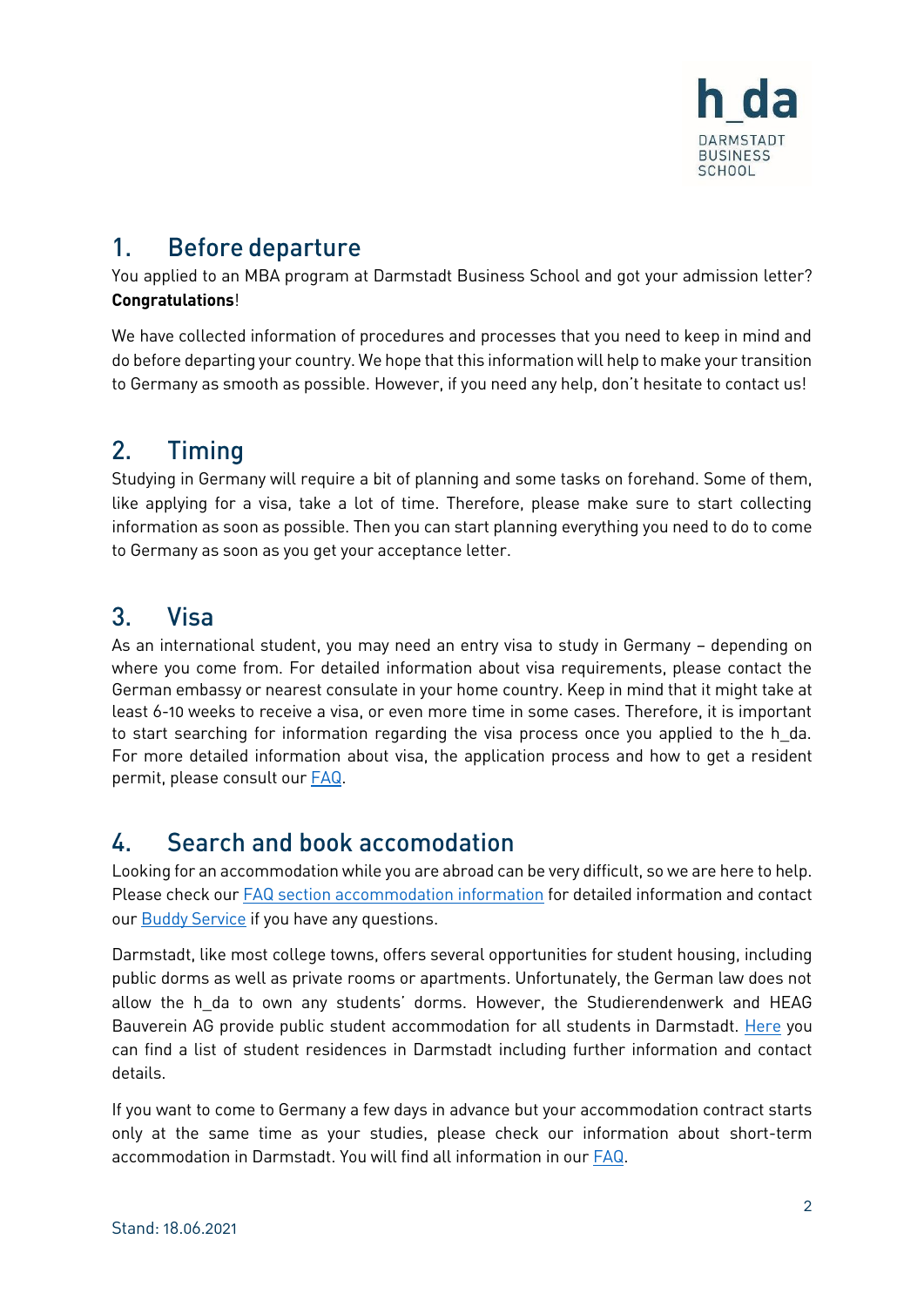## 1. Before departure

You applied to an MBA program at Darmstadt Business School and got your admission letter? **Congratulations**!

We have collected information of procedures and processes that you need to keep in mind and do before departing your country. We hope that this information will help to make your transition to Germany as smooth as possible. However, if you need any help, don't hesitate to contact us!

## 2. Timing

Studying in Germany will require a bit of planning and some tasks on forehand. Some of them, like applying for a visa, take a lot of time. Therefore, please make sure to start collecting information as soon as possible. Then you can start planning everything you need to do to come to Germany as soon as you get your acceptance letter.

## 3. Visa

As an international student, you may need an entry visa to study in Germany – depending on where you come from. For detailed information about visa requirements, please contact the German embassy or nearest consulate in your home country. Keep in mind that it might take at least 6-10 weeks to receive a visa, or even more time in some cases. Therefore, it is important to start searching for information regarding the visa process once you applied to the h_da. For more detailed information about visa, the application process and how to get a resident permit, please consult our [FAQ](FAQ).

## 4. Search and book accomodation

Looking for an accommodation while you are abroad can be very difficult, so we are here to help. Please check our [FAQ section accommodation information](FAQ section accommodation information) for detailed information and contact our [Buddy Service](Buddy Service) if you have any questions.

Darmstadt, like most college towns, offers several opportunities for student housing, including public dorms as well as private rooms or apartments. Unfortunately, the German law does not allow the h_da to own any students' dorms. However, the Studierendenwerk and HEAG Bauverein AG provide public student accommodation for all students in Darmstadt. [Here](Here) you can find a list of student residences in Darmstadt including further information and contact details.

If you want to come to Germany a few days in advance but your accommodation contract starts only at the same time as your studies, please check our information about short-term accommodation in Darmstadt. You will find all information in our [FAQ](FAQ).

Stand: 18.06.2021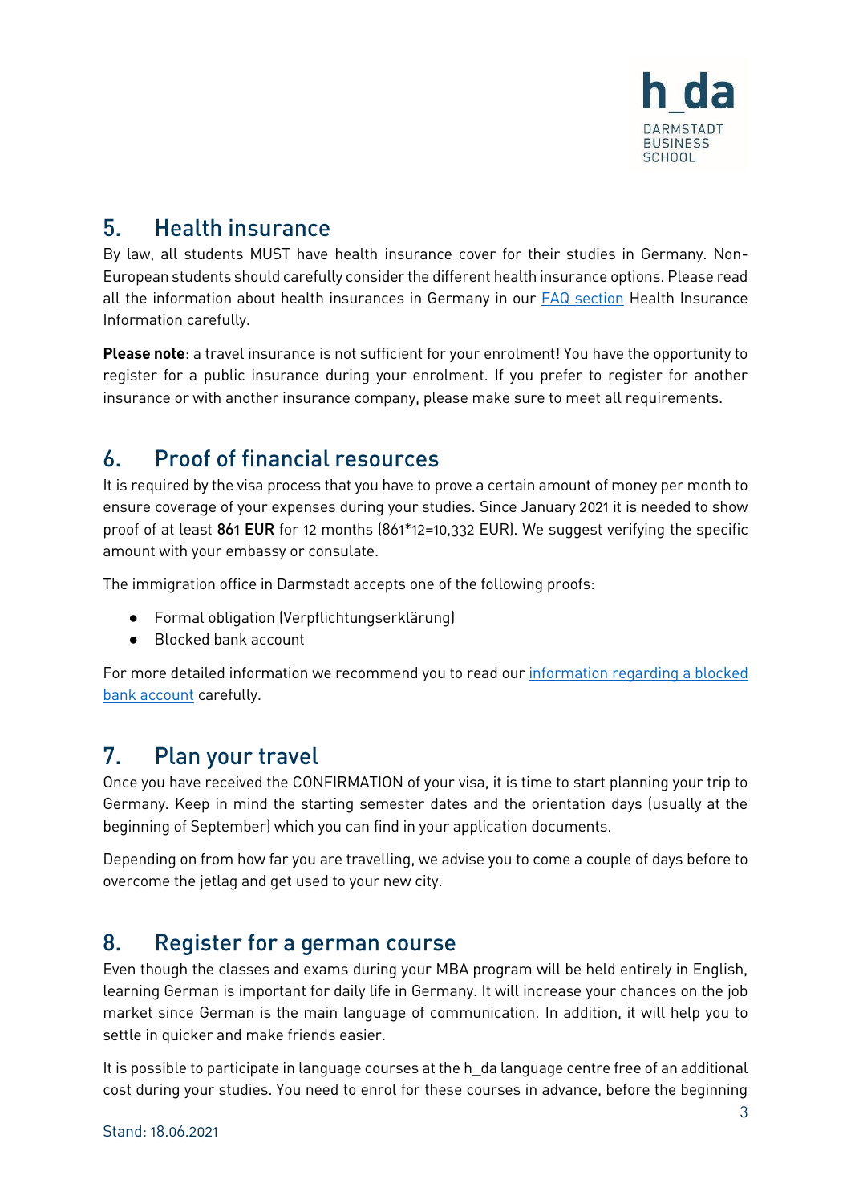## 5. Health insurance

By law, all students MUST have health insurance cover for their studies in Germany. Non-European students should carefully consider the different health insurance options. Please read all the information about health insurances in Germany in our FAQ section Health Insurance Information carefully.

**Please note**: a travel insurance is not sufficient for your enrolment! You have the opportunity to register for a public insurance during your enrolment. If you prefer to register for another insurance or with another insurance company, please make sure to meet all requirements.

## 6. Proof of financial resources

It is required by the visa process that you have to prove a certain amount of money per month to ensure coverage of your expenses during your studies. Since January 2021 it is needed to show proof of at least 861 EUR for 12 months (861*12=10,332 EUR). We suggest verifying the specific amount with your embassy or consulate.

The immigration office in Darmstadt accepts one of the following proofs:

- Formal obligation (Verpflichtungserklärung)
- Blocked bank account

For more detailed information we recommend you to read our information regarding a blocked bank account carefully.

## 7. Plan your travel

Once you have received the CONFIRMATION of your visa, it is time to start planning your trip to Germany. Keep in mind the starting semester dates and the orientation days (usually at the beginning of September) which you can find in your application documents.

Depending on from how far you are travelling, we advise you to come a couple of days before to overcome the jetlag and get used to your new city.

## 8. Register for a german course

Even though the classes and exams during your MBA program will be held entirely in English, learning German is important for daily life in Germany. It will increase your chances on the job market since German is the main language of communication. In addition, it will help you to settle in quicker and make friends easier.

It is possible to participate in language courses at the h_da language centre free of an additional cost during your studies. You need to enrol for these courses in advance, before the beginning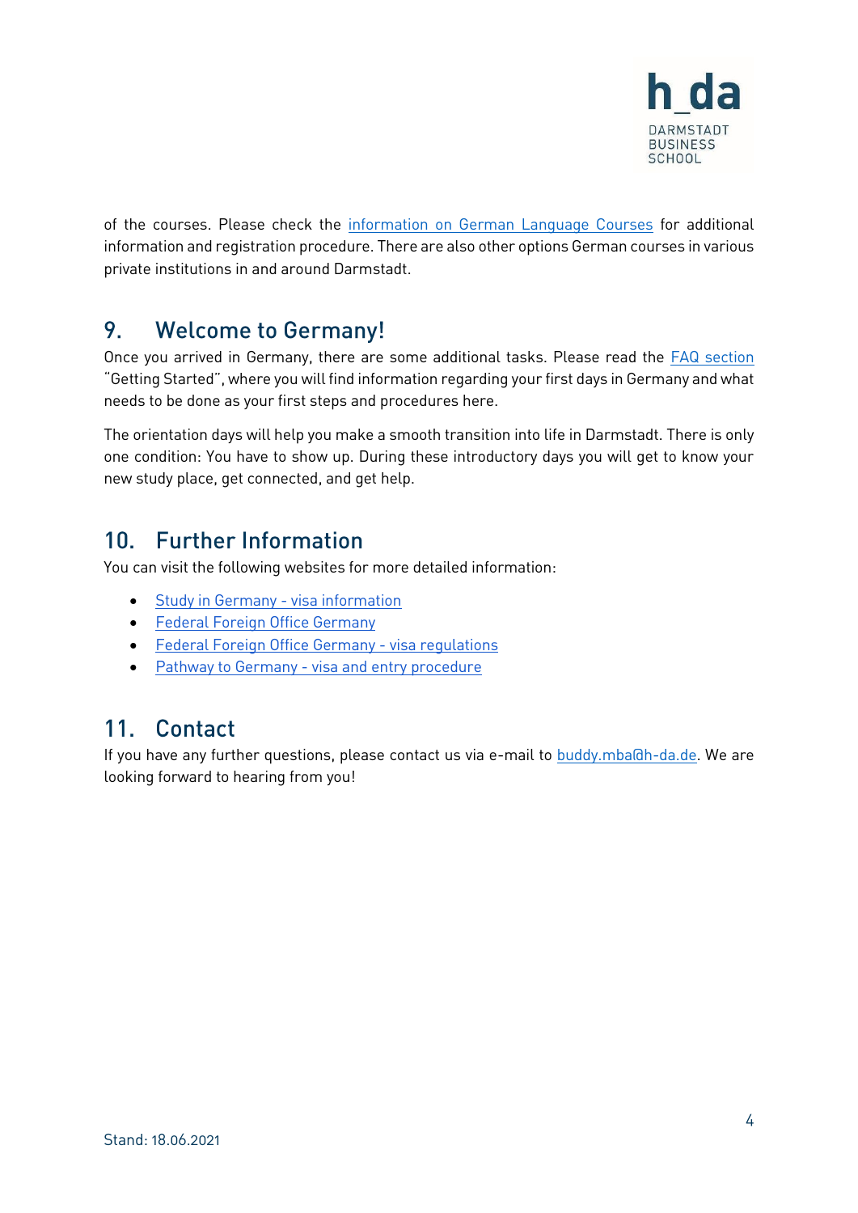of the courses. Please check the information on German Language Courses for additional information and registration procedure. There are also other options German courses in various private institutions in and around Darmstadt.

## 9. Welcome to Germany!

Once you arrived in Germany, there are some additional tasks. Please read the FAQ section "Getting Started", where you will find information regarding your first days in Germany and what needs to be done as your first steps and procedures here.

The orientation days will help you make a smooth transition into life in Darmstadt. There is only one condition: You have to show up. During these introductory days you will get to know your new study place, get connected, and get help.

## 10. Further Information

You can visit the following websites for more detailed information:

- Study in Germany - visa information
- Federal Foreign Office Germany
- Federal Foreign Office Germany - visa regulations
- Pathway to Germany - visa and entry procedure

## 11. Contact

If you have any further questions, please contact us via e-mail to buddy.mba@h-da.de. We are looking forward to hearing from you!

Stand: 18.06.2021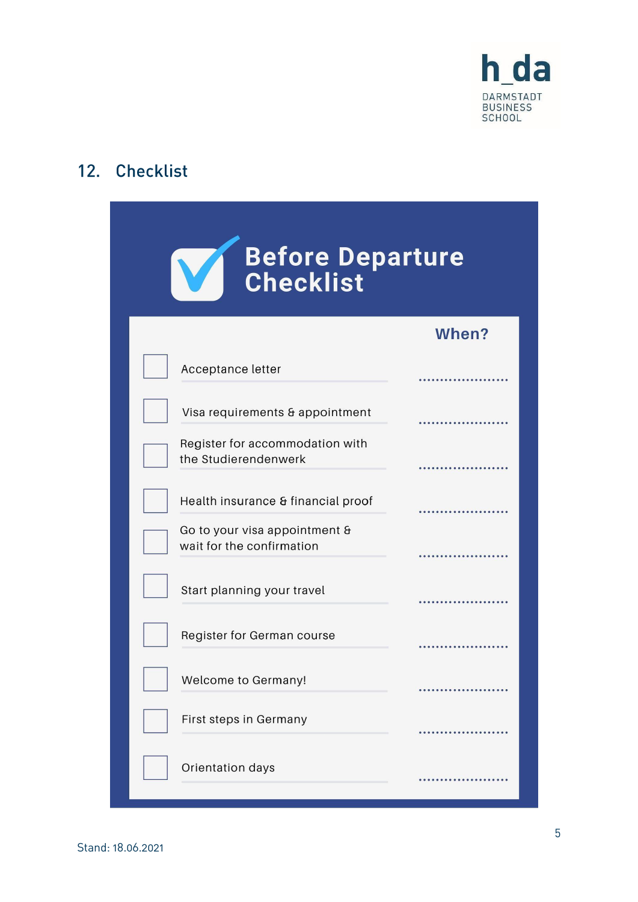## 12. Checklist

### Before Departure Checklist

| | | When? |
|---|---|---|
| ☐ | Acceptance letter | ..................... |
| ☐ | Visa requirements & appointment | ..................... |
| ☐ | Register for accommodation with the Studierendenwerk | ..................... |
| ☐ | Health insurance & financial proof | ..................... |
| ☐ | Go to your visa appointment & wait for the confirmation | ..................... |
| ☐ | Start planning your travel | ..................... |
| ☐ | Register for German course | ..................... |
| ☐ | Welcome to Germany! | ..................... |
| ☐ | First steps in Germany | ..................... |
| ☐ | Orientation days | ..................... |

Stand: 18.06.2021